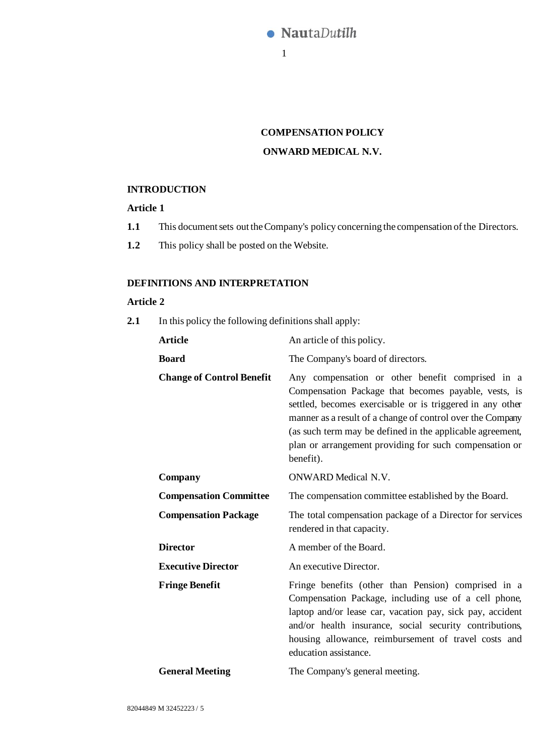**COMPENSATION POLICY**

**ONWARD MEDICAL N.V.**

## INTRODUCTION

### Article 1

**1.1** This document sets out the Company's policy concerning the compensation of the Directors.

**1.2** This policy shall be posted on the Website.

## DEFINITIONS AND INTERPRETATION

### Article 2

**2.1** In this policy the following definitions shall apply:

| | |
|---|---|
| **Article** | An article of this policy. |
| **Board** | The Company's board of directors. |
| **Change of Control Benefit** | Any compensation or other benefit comprised in a Compensation Package that becomes payable, vests, is settled, becomes exercisable or is triggered in any other manner as a result of a change of control over the Company (as such term may be defined in the applicable agreement, plan or arrangement providing for such compensation or benefit). |
| **Company** | ONWARD Medical N.V. |
| **Compensation Committee** | The compensation committee established by the Board. |
| **Compensation Package** | The total compensation package of a Director for services rendered in that capacity. |
| **Director** | A member of the Board. |
| **Executive Director** | An executive Director. |
| **Fringe Benefit** | Fringe benefits (other than Pension) comprised in a Compensation Package, including use of a cell phone, laptop and/or lease car, vacation pay, sick pay, accident and/or health insurance, social security contributions, housing allowance, reimbursement of travel costs and education assistance. |
| **General Meeting** | The Company's general meeting. |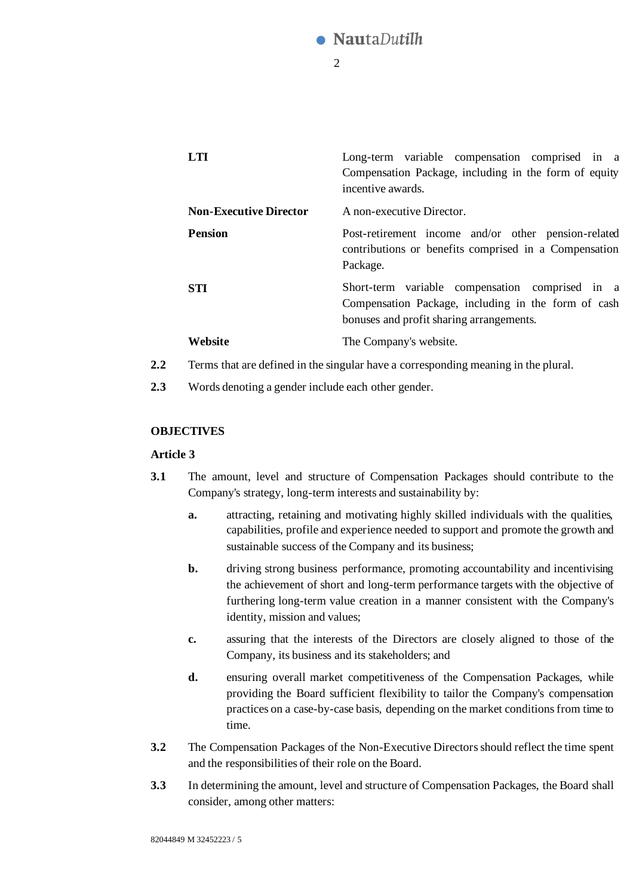| | |
|---|---|
| **LTI** | Long-term variable compensation comprised in a Compensation Package, including in the form of equity incentive awards. |
| **Non-Executive Director** | A non-executive Director. |
| **Pension** | Post-retirement income and/or other pension-related contributions or benefits comprised in a Compensation Package. |
| **STI** | Short-term variable compensation comprised in a Compensation Package, including in the form of cash bonuses and profit sharing arrangements. |
| **Website** | The Company's website. |

**2.2** Terms that are defined in the singular have a corresponding meaning in the plural.

**2.3** Words denoting a gender include each other gender.

**OBJECTIVES**

**Article 3**

**3.1** The amount, level and structure of Compensation Packages should contribute to the Company's strategy, long-term interests and sustainability by:

- **a.** attracting, retaining and motivating highly skilled individuals with the qualities, capabilities, profile and experience needed to support and promote the growth and sustainable success of the Company and its business;
- **b.** driving strong business performance, promoting accountability and incentivising the achievement of short and long-term performance targets with the objective of furthering long-term value creation in a manner consistent with the Company's identity, mission and values;
- **c.** assuring that the interests of the Directors are closely aligned to those of the Company, its business and its stakeholders; and
- **d.** ensuring overall market competitiveness of the Compensation Packages, while providing the Board sufficient flexibility to tailor the Company's compensation practices on a case-by-case basis, depending on the market conditions from time to time.

**3.2** The Compensation Packages of the Non-Executive Directors should reflect the time spent and the responsibilities of their role on the Board.

**3.3** In determining the amount, level and structure of Compensation Packages, the Board shall consider, among other matters: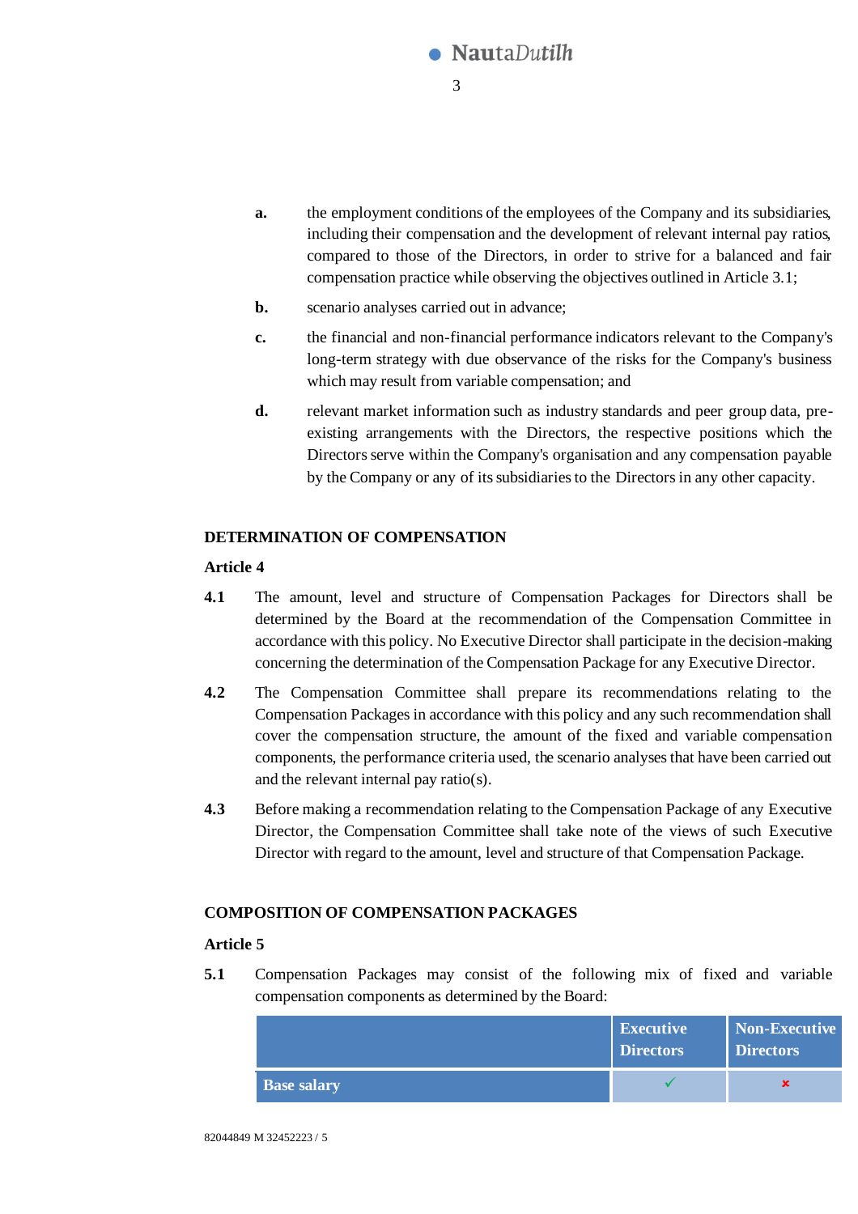**a.** the employment conditions of the employees of the Company and its subsidiaries, including their compensation and the development of relevant internal pay ratios, compared to those of the Directors, in order to strive for a balanced and fair compensation practice while observing the objectives outlined in Article 3.1;

**b.** scenario analyses carried out in advance;

**c.** the financial and non-financial performance indicators relevant to the Company's long-term strategy with due observance of the risks for the Company's business which may result from variable compensation; and

**d.** relevant market information such as industry standards and peer group data, pre-existing arrangements with the Directors, the respective positions which the Directors serve within the Company's organisation and any compensation payable by the Company or any of its subsidiaries to the Directors in any other capacity.

## DETERMINATION OF COMPENSATION

### Article 4

**4.1** The amount, level and structure of Compensation Packages for Directors shall be determined by the Board at the recommendation of the Compensation Committee in accordance with this policy. No Executive Director shall participate in the decision-making concerning the determination of the Compensation Package for any Executive Director.

**4.2** The Compensation Committee shall prepare its recommendations relating to the Compensation Packages in accordance with this policy and any such recommendation shall cover the compensation structure, the amount of the fixed and variable compensation components, the performance criteria used, the scenario analyses that have been carried out and the relevant internal pay ratio(s).

**4.3** Before making a recommendation relating to the Compensation Package of any Executive Director, the Compensation Committee shall take note of the views of such Executive Director with regard to the amount, level and structure of that Compensation Package.

## COMPOSITION OF COMPENSATION PACKAGES

### Article 5

**5.1** Compensation Packages may consist of the following mix of fixed and variable compensation components as determined by the Board:

| | Executive Directors | Non-Executive Directors |
|---|---|---|
| **Base salary** | ✓ | × |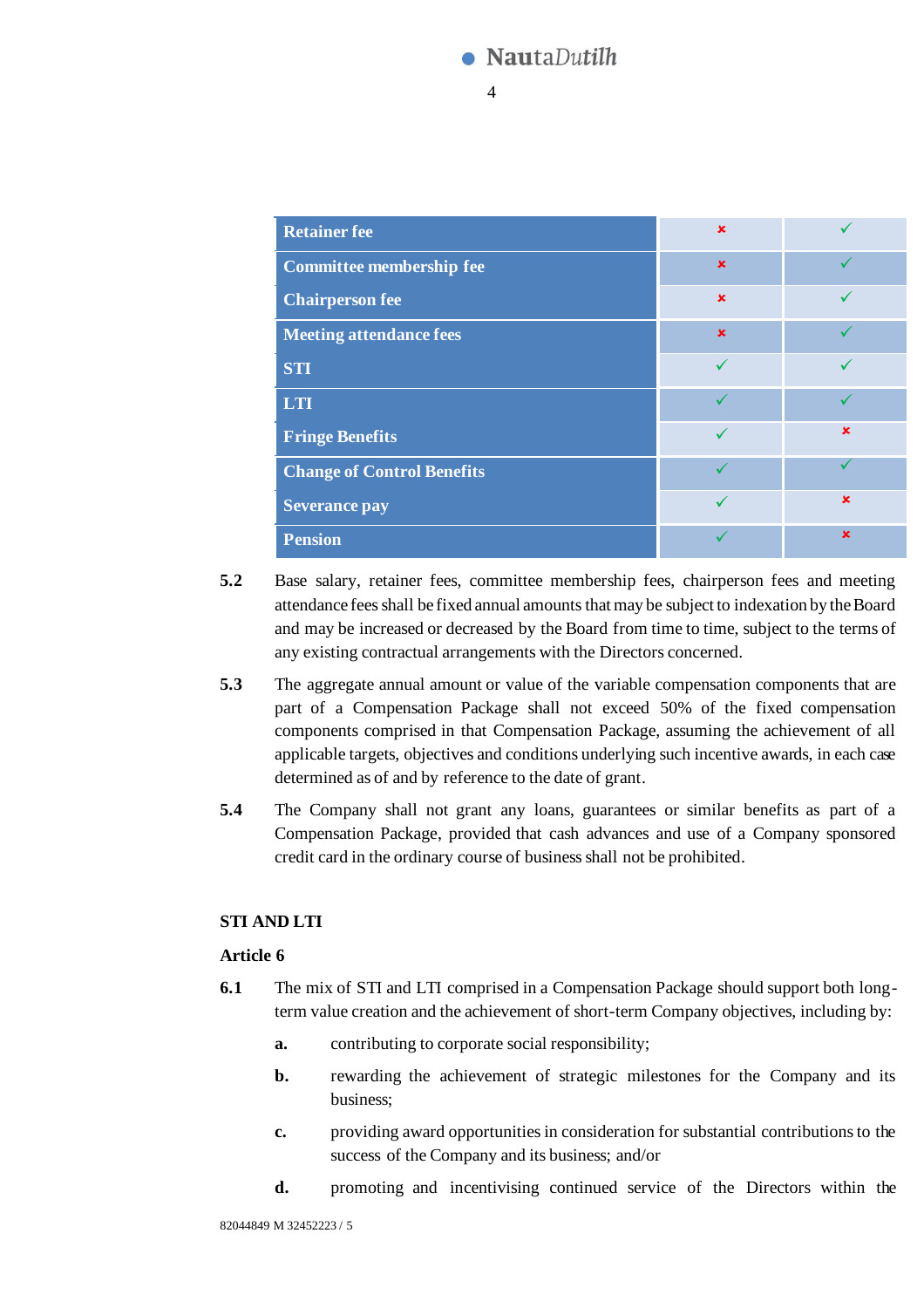| | | |
|---|---|---|
| **Retainer fee** | ✗ | ✓ |
| **Committee membership fee** | ✗ | ✓ |
| **Chairperson fee** | ✗ | ✓ |
| **Meeting attendance fees** | ✗ | ✓ |
| **STI** | ✓ | ✓ |
| **LTI** | ✓ | ✓ |
| **Fringe Benefits** | ✓ | ✗ |
| **Change of Control Benefits** | ✓ | ✓ |
| **Severance pay** | ✓ | ✗ |
| **Pension** | ✓ | ✗ |

**5.2** Base salary, retainer fees, committee membership fees, chairperson fees and meeting attendance fees shall be fixed annual amounts that may be subject to indexation by the Board and may be increased or decreased by the Board from time to time, subject to the terms of any existing contractual arrangements with the Directors concerned.

**5.3** The aggregate annual amount or value of the variable compensation components that are part of a Compensation Package shall not exceed 50% of the fixed compensation components comprised in that Compensation Package, assuming the achievement of all applicable targets, objectives and conditions underlying such incentive awards, in each case determined as of and by reference to the date of grant.

**5.4** The Company shall not grant any loans, guarantees or similar benefits as part of a Compensation Package, provided that cash advances and use of a Company sponsored credit card in the ordinary course of business shall not be prohibited.

## STI AND LTI

### Article 6

**6.1** The mix of STI and LTI comprised in a Compensation Package should support both long-term value creation and the achievement of short-term Company objectives, including by:

- **a.** contributing to corporate social responsibility;
- **b.** rewarding the achievement of strategic milestones for the Company and its business;
- **c.** providing award opportunities in consideration for substantial contributions to the success of the Company and its business; and/or
- **d.** promoting and incentivising continued service of the Directors within the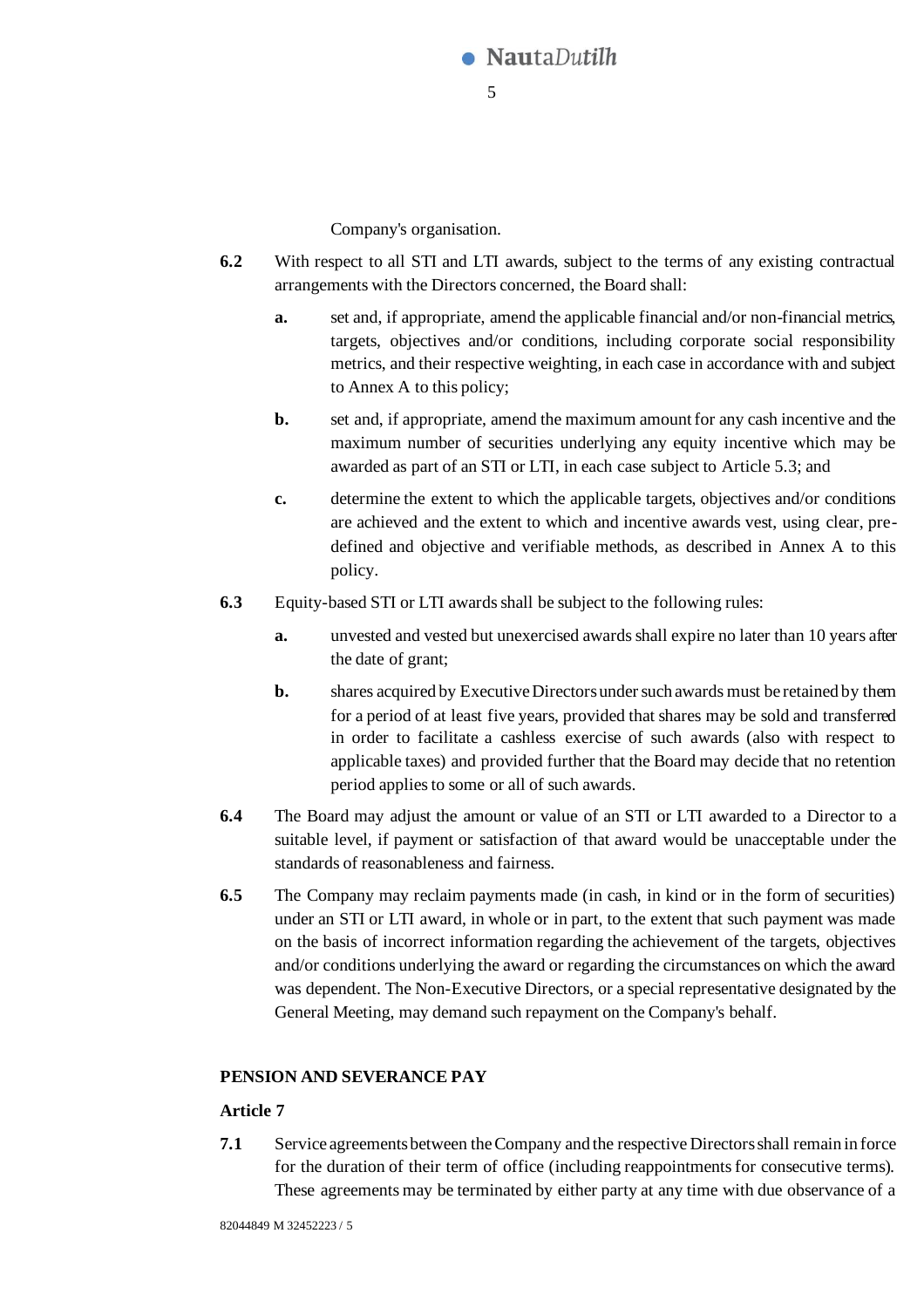Company's organisation.

**6.2** With respect to all STI and LTI awards, subject to the terms of any existing contractual arrangements with the Directors concerned, the Board shall:

**a.** set and, if appropriate, amend the applicable financial and/or non-financial metrics, targets, objectives and/or conditions, including corporate social responsibility metrics, and their respective weighting, in each case in accordance with and subject to Annex A to this policy;

**b.** set and, if appropriate, amend the maximum amount for any cash incentive and the maximum number of securities underlying any equity incentive which may be awarded as part of an STI or LTI, in each case subject to Article 5.3; and

**c.** determine the extent to which the applicable targets, objectives and/or conditions are achieved and the extent to which and incentive awards vest, using clear, pre-defined and objective and verifiable methods, as described in Annex A to this policy.

**6.3** Equity-based STI or LTI awards shall be subject to the following rules:

**a.** unvested and vested but unexercised awards shall expire no later than 10 years after the date of grant;

**b.** shares acquired by Executive Directors under such awards must be retained by them for a period of at least five years, provided that shares may be sold and transferred in order to facilitate a cashless exercise of such awards (also with respect to applicable taxes) and provided further that the Board may decide that no retention period applies to some or all of such awards.

**6.4** The Board may adjust the amount or value of an STI or LTI awarded to a Director to a suitable level, if payment or satisfaction of that award would be unacceptable under the standards of reasonableness and fairness.

**6.5** The Company may reclaim payments made (in cash, in kind or in the form of securities) under an STI or LTI award, in whole or in part, to the extent that such payment was made on the basis of incorrect information regarding the achievement of the targets, objectives and/or conditions underlying the award or regarding the circumstances on which the award was dependent. The Non-Executive Directors, or a special representative designated by the General Meeting, may demand such repayment on the Company's behalf.

**PENSION AND SEVERANCE PAY**

**Article 7**

**7.1** Service agreements between the Company and the respective Directors shall remain in force for the duration of their term of office (including reappointments for consecutive terms). These agreements may be terminated by either party at any time with due observance of a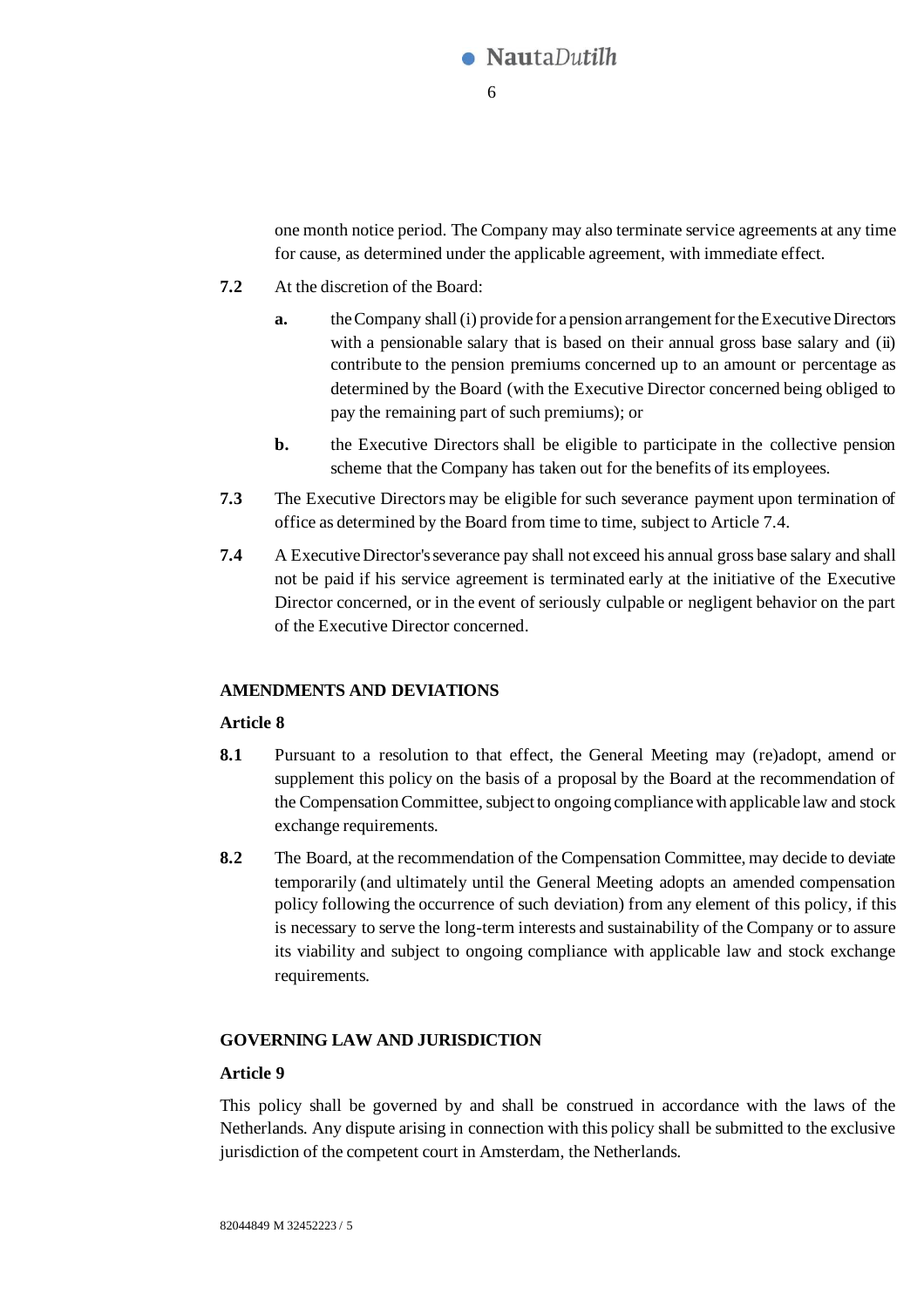one month notice period. The Company may also terminate service agreements at any time for cause, as determined under the applicable agreement, with immediate effect.

**7.2** At the discretion of the Board:

**a.** the Company shall (i) provide for a pension arrangement for the Executive Directors with a pensionable salary that is based on their annual gross base salary and (ii) contribute to the pension premiums concerned up to an amount or percentage as determined by the Board (with the Executive Director concerned being obliged to pay the remaining part of such premiums); or

**b.** the Executive Directors shall be eligible to participate in the collective pension scheme that the Company has taken out for the benefits of its employees.

**7.3** The Executive Directors may be eligible for such severance payment upon termination of office as determined by the Board from time to time, subject to Article 7.4.

**7.4** A Executive Director's severance pay shall not exceed his annual gross base salary and shall not be paid if his service agreement is terminated early at the initiative of the Executive Director concerned, or in the event of seriously culpable or negligent behavior on the part of the Executive Director concerned.

**AMENDMENTS AND DEVIATIONS**

**Article 8**

**8.1** Pursuant to a resolution to that effect, the General Meeting may (re)adopt, amend or supplement this policy on the basis of a proposal by the Board at the recommendation of the Compensation Committee, subject to ongoing compliance with applicable law and stock exchange requirements.

**8.2** The Board, at the recommendation of the Compensation Committee, may decide to deviate temporarily (and ultimately until the General Meeting adopts an amended compensation policy following the occurrence of such deviation) from any element of this policy, if this is necessary to serve the long-term interests and sustainability of the Company or to assure its viability and subject to ongoing compliance with applicable law and stock exchange requirements.

**GOVERNING LAW AND JURISDICTION**

**Article 9**

This policy shall be governed by and shall be construed in accordance with the laws of the Netherlands. Any dispute arising in connection with this policy shall be submitted to the exclusive jurisdiction of the competent court in Amsterdam, the Netherlands.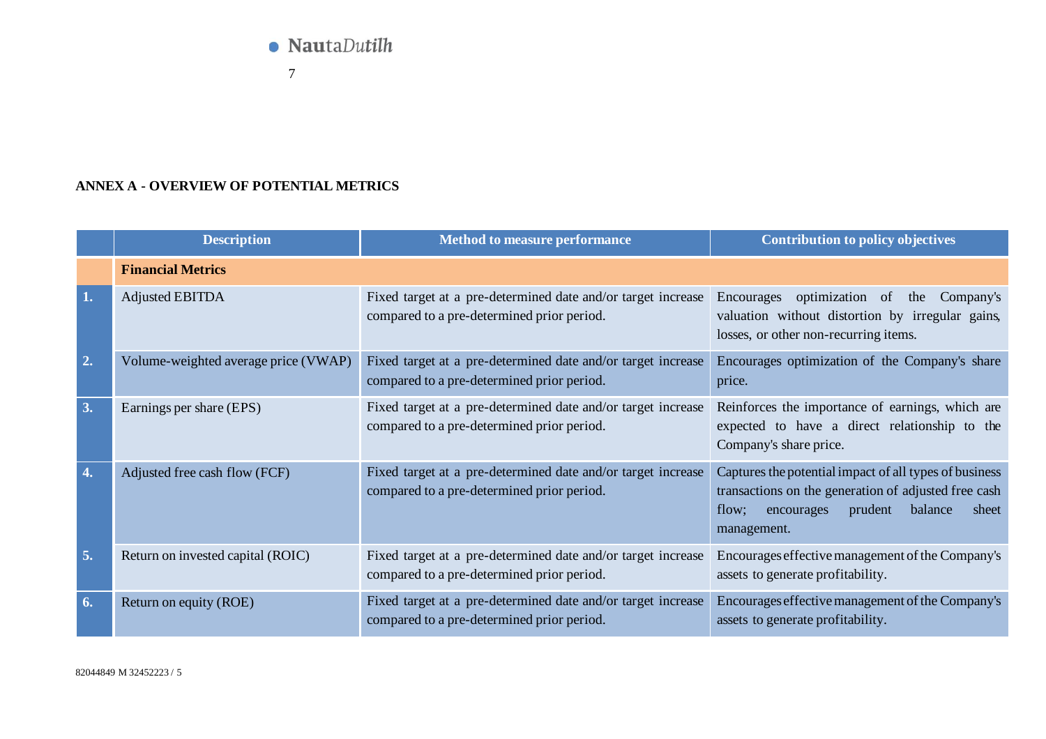## ANNEX A - OVERVIEW OF POTENTIAL METRICS

| | Description | Method to measure performance | Contribution to policy objectives |
|---|---|---|---|
| | **Financial Metrics** | | |
| **1.** | Adjusted EBITDA | Fixed target at a pre-determined date and/or target increase compared to a pre-determined prior period. | Encourages optimization of the Company's valuation without distortion by irregular gains, losses, or other non-recurring items. |
| **2.** | Volume-weighted average price (VWAP) | Fixed target at a pre-determined date and/or target increase compared to a pre-determined prior period. | Encourages optimization of the Company's share price. |
| **3.** | Earnings per share (EPS) | Fixed target at a pre-determined date and/or target increase compared to a pre-determined prior period. | Reinforces the importance of earnings, which are expected to have a direct relationship to the Company's share price. |
| **4.** | Adjusted free cash flow (FCF) | Fixed target at a pre-determined date and/or target increase compared to a pre-determined prior period. | Captures the potential impact of all types of business transactions on the generation of adjusted free cash flow; encourages prudent balance sheet management. |
| **5.** | Return on invested capital (ROIC) | Fixed target at a pre-determined date and/or target increase compared to a pre-determined prior period. | Encourages effective management of the Company's assets to generate profitability. |
| **6.** | Return on equity (ROE) | Fixed target at a pre-determined date and/or target increase compared to a pre-determined prior period. | Encourages effective management of the Company's assets to generate profitability. |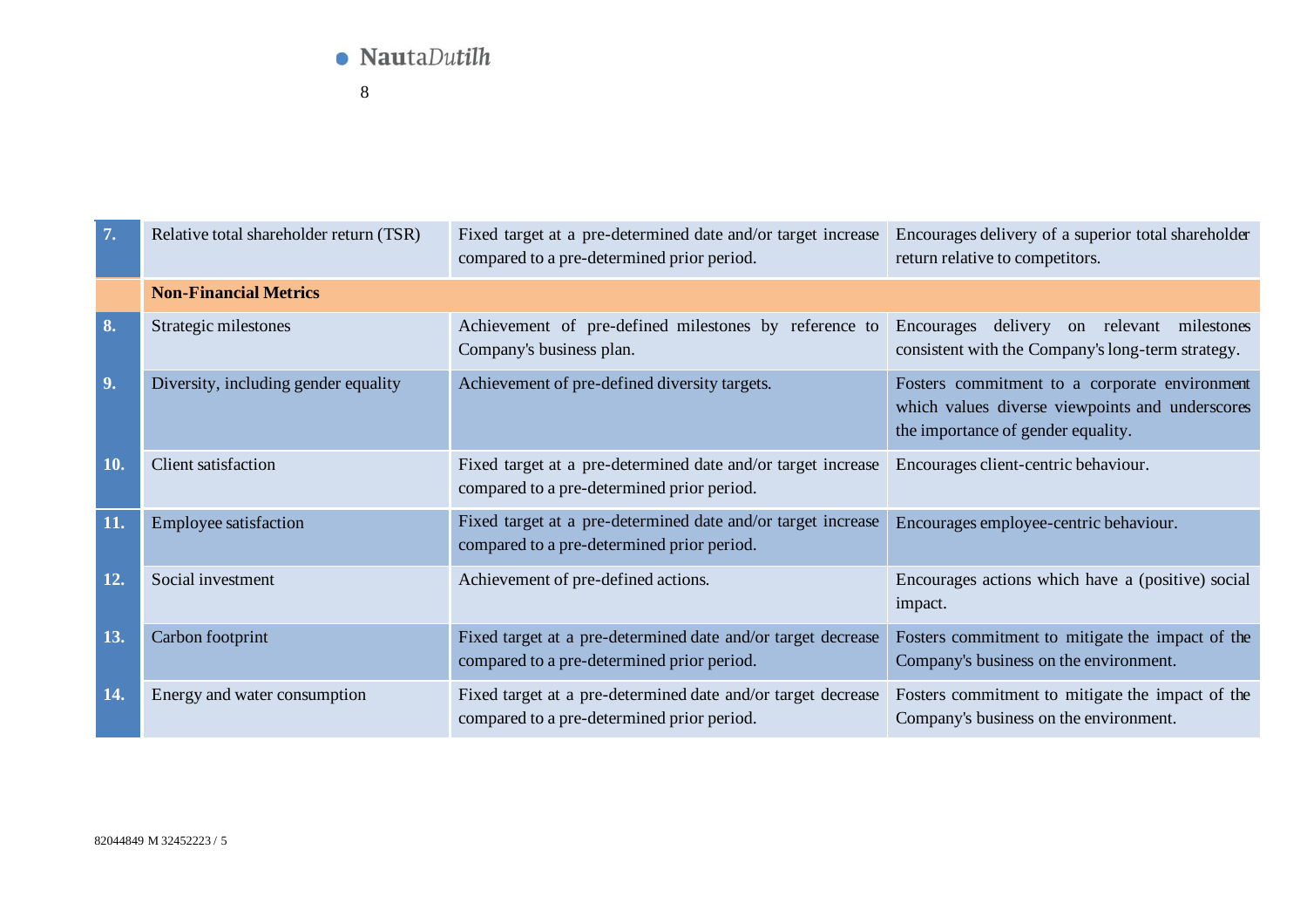| | | | |
|---|---|---|---|
| **7.** | Relative total shareholder return (TSR) | Fixed target at a pre-determined date and/or target increase compared to a pre-determined prior period. | Encourages delivery of a superior total shareholder return relative to competitors. |
| | **Non-Financial Metrics** | | |
| **8.** | Strategic milestones | Achievement of pre-defined milestones by reference to Company's business plan. | Encourages delivery on relevant milestones consistent with the Company's long-term strategy. |
| **9.** | Diversity, including gender equality | Achievement of pre-defined diversity targets. | Fosters commitment to a corporate environment which values diverse viewpoints and underscores the importance of gender equality. |
| **10.** | Client satisfaction | Fixed target at a pre-determined date and/or target increase compared to a pre-determined prior period. | Encourages client-centric behaviour. |
| **11.** | Employee satisfaction | Fixed target at a pre-determined date and/or target increase compared to a pre-determined prior period. | Encourages employee-centric behaviour. |
| **12.** | Social investment | Achievement of pre-defined actions. | Encourages actions which have a (positive) social impact. |
| **13.** | Carbon footprint | Fixed target at a pre-determined date and/or target decrease compared to a pre-determined prior period. | Fosters commitment to mitigate the impact of the Company's business on the environment. |
| **14.** | Energy and water consumption | Fixed target at a pre-determined date and/or target decrease compared to a pre-determined prior period. | Fosters commitment to mitigate the impact of the Company's business on the environment. |